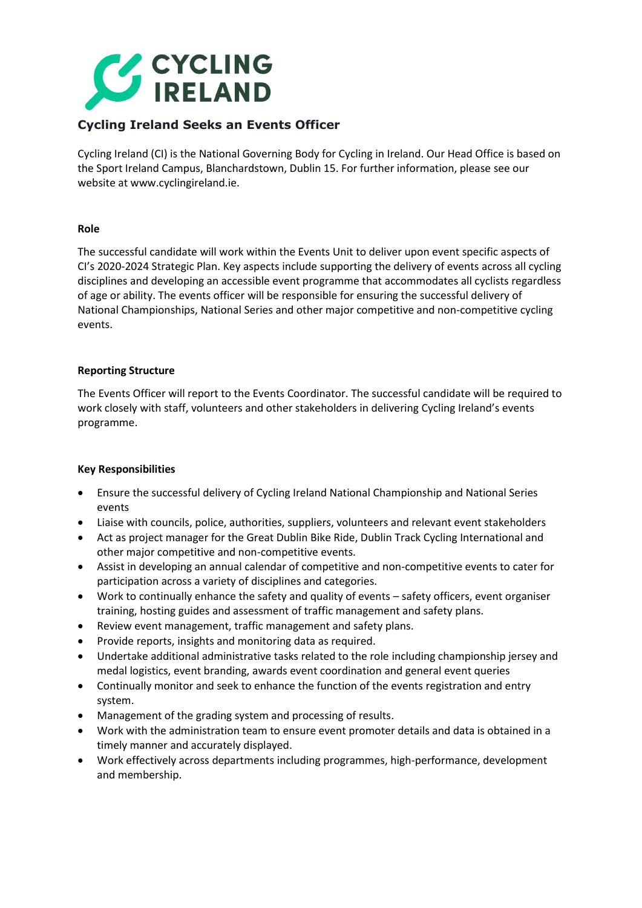# Cycling Ireland Seeks an Events Officer

Cycling Ireland (CI) is the National Governing Body for Cycling in Ireland. Our Head Office is based on the Sport Ireland Campus, Blanchardstown, Dublin 15. For further information, please see our website at www.cyclingireland.ie.

**Role**

The successful candidate will work within the Events Unit to deliver upon event specific aspects of CI's 2020-2024 Strategic Plan. Key aspects include supporting the delivery of events across all cycling disciplines and developing an accessible event programme that accommodates all cyclists regardless of age or ability. The events officer will be responsible for ensuring the successful delivery of National Championships, National Series and other major competitive and non-competitive cycling events.

**Reporting Structure**

The Events Officer will report to the Events Coordinator. The successful candidate will be required to work closely with staff, volunteers and other stakeholders in delivering Cycling Ireland's events programme.

**Key Responsibilities**

- Ensure the successful delivery of Cycling Ireland National Championship and National Series events
- Liaise with councils, police, authorities, suppliers, volunteers and relevant event stakeholders
- Act as project manager for the Great Dublin Bike Ride, Dublin Track Cycling International and other major competitive and non-competitive events.
- Assist in developing an annual calendar of competitive and non-competitive events to cater for participation across a variety of disciplines and categories.
- Work to continually enhance the safety and quality of events – safety officers, event organiser training, hosting guides and assessment of traffic management and safety plans.
- Review event management, traffic management and safety plans.
- Provide reports, insights and monitoring data as required.
- Undertake additional administrative tasks related to the role including championship jersey and medal logistics, event branding, awards event coordination and general event queries
- Continually monitor and seek to enhance the function of the events registration and entry system.
- Management of the grading system and processing of results.
- Work with the administration team to ensure event promoter details and data is obtained in a timely manner and accurately displayed.
- Work effectively across departments including programmes, high-performance, development and membership.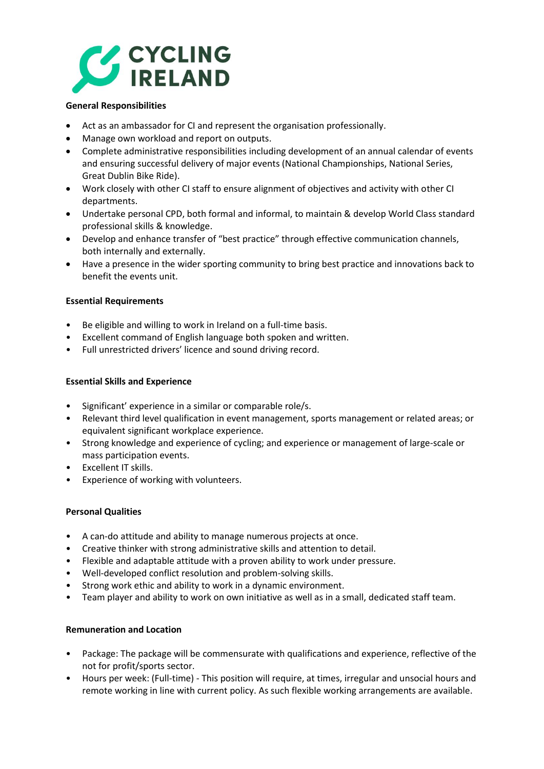**General Responsibilities**

- Act as an ambassador for CI and represent the organisation professionally.
- Manage own workload and report on outputs.
- Complete administrative responsibilities including development of an annual calendar of events and ensuring successful delivery of major events (National Championships, National Series, Great Dublin Bike Ride).
- Work closely with other CI staff to ensure alignment of objectives and activity with other CI departments.
- Undertake personal CPD, both formal and informal, to maintain & develop World Class standard professional skills & knowledge.
- Develop and enhance transfer of "best practice" through effective communication channels, both internally and externally.
- Have a presence in the wider sporting community to bring best practice and innovations back to benefit the events unit.

**Essential Requirements**

- Be eligible and willing to work in Ireland on a full-time basis.
- Excellent command of English language both spoken and written.
- Full unrestricted drivers' licence and sound driving record.

**Essential Skills and Experience**

- Significant' experience in a similar or comparable role/s.
- Relevant third level qualification in event management, sports management or related areas; or equivalent significant workplace experience.
- Strong knowledge and experience of cycling; and experience or management of large-scale or mass participation events.
- Excellent IT skills.
- Experience of working with volunteers.

**Personal Qualities**

- A can-do attitude and ability to manage numerous projects at once.
- Creative thinker with strong administrative skills and attention to detail.
- Flexible and adaptable attitude with a proven ability to work under pressure.
- Well-developed conflict resolution and problem-solving skills.
- Strong work ethic and ability to work in a dynamic environment.
- Team player and ability to work on own initiative as well as in a small, dedicated staff team.

**Remuneration and Location**

- Package: The package will be commensurate with qualifications and experience, reflective of the not for profit/sports sector.
- Hours per week: (Full-time) - This position will require, at times, irregular and unsocial hours and remote working in line with current policy. As such flexible working arrangements are available.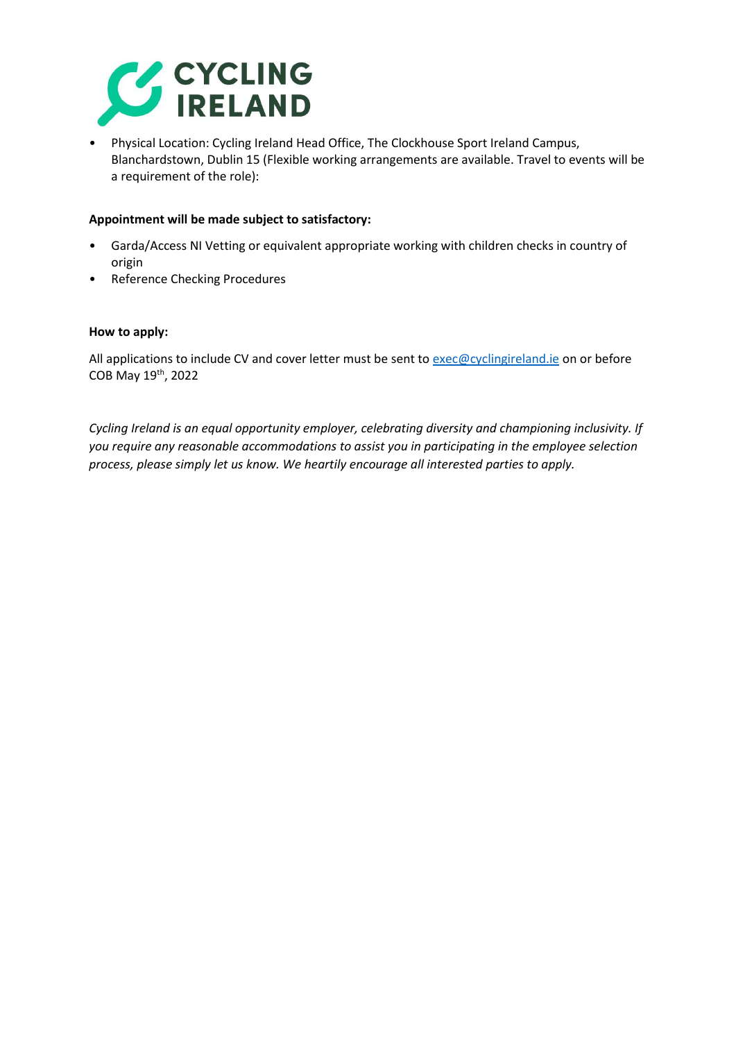- Physical Location: Cycling Ireland Head Office, The Clockhouse Sport Ireland Campus, Blanchardstown, Dublin 15 (Flexible working arrangements are available. Travel to events will be a requirement of the role):

**Appointment will be made subject to satisfactory:**

- Garda/Access NI Vetting or equivalent appropriate working with children checks in country of origin
- Reference Checking Procedures

**How to apply:**

All applications to include CV and cover letter must be sent to exec@cyclingireland.ie on or before COB May 19th, 2022

*Cycling Ireland is an equal opportunity employer, celebrating diversity and championing inclusivity. If you require any reasonable accommodations to assist you in participating in the employee selection process, please simply let us know. We heartily encourage all interested parties to apply.*